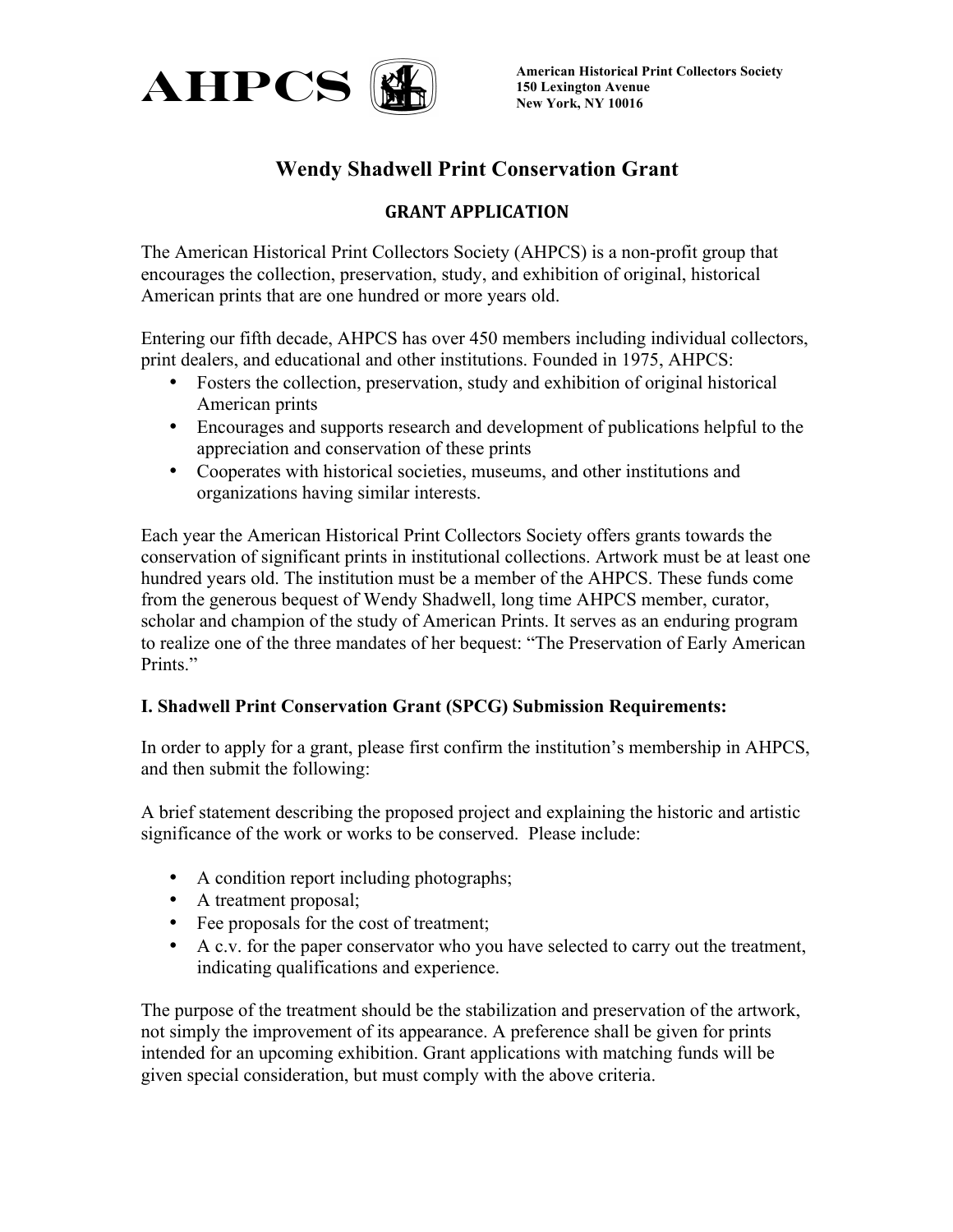AHPCS

**American Historical Print Collectors Society**
**150 Lexington Avenue**
**New York, NY 10016**

# Wendy Shadwell Print Conservation Grant

## GRANT APPLICATION

The American Historical Print Collectors Society (AHPCS) is a non-profit group that encourages the collection, preservation, study, and exhibition of original, historical American prints that are one hundred or more years old.

Entering our fifth decade, AHPCS has over 450 members including individual collectors, print dealers, and educational and other institutions. Founded in 1975, AHPCS:

- Fosters the collection, preservation, study and exhibition of original historical American prints
- Encourages and supports research and development of publications helpful to the appreciation and conservation of these prints
- Cooperates with historical societies, museums, and other institutions and organizations having similar interests.

Each year the American Historical Print Collectors Society offers grants towards the conservation of significant prints in institutional collections. Artwork must be at least one hundred years old. The institution must be a member of the AHPCS. These funds come from the generous bequest of Wendy Shadwell, long time AHPCS member, curator, scholar and champion of the study of American Prints. It serves as an enduring program to realize one of the three mandates of her bequest: "The Preservation of Early American Prints."

### I. Shadwell Print Conservation Grant (SPCG) Submission Requirements:

In order to apply for a grant, please first confirm the institution's membership in AHPCS, and then submit the following:

A brief statement describing the proposed project and explaining the historic and artistic significance of the work or works to be conserved. Please include:

- A condition report including photographs;
- A treatment proposal;
- Fee proposals for the cost of treatment;
- A c.v. for the paper conservator who you have selected to carry out the treatment, indicating qualifications and experience.

The purpose of the treatment should be the stabilization and preservation of the artwork, not simply the improvement of its appearance. A preference shall be given for prints intended for an upcoming exhibition. Grant applications with matching funds will be given special consideration, but must comply with the above criteria.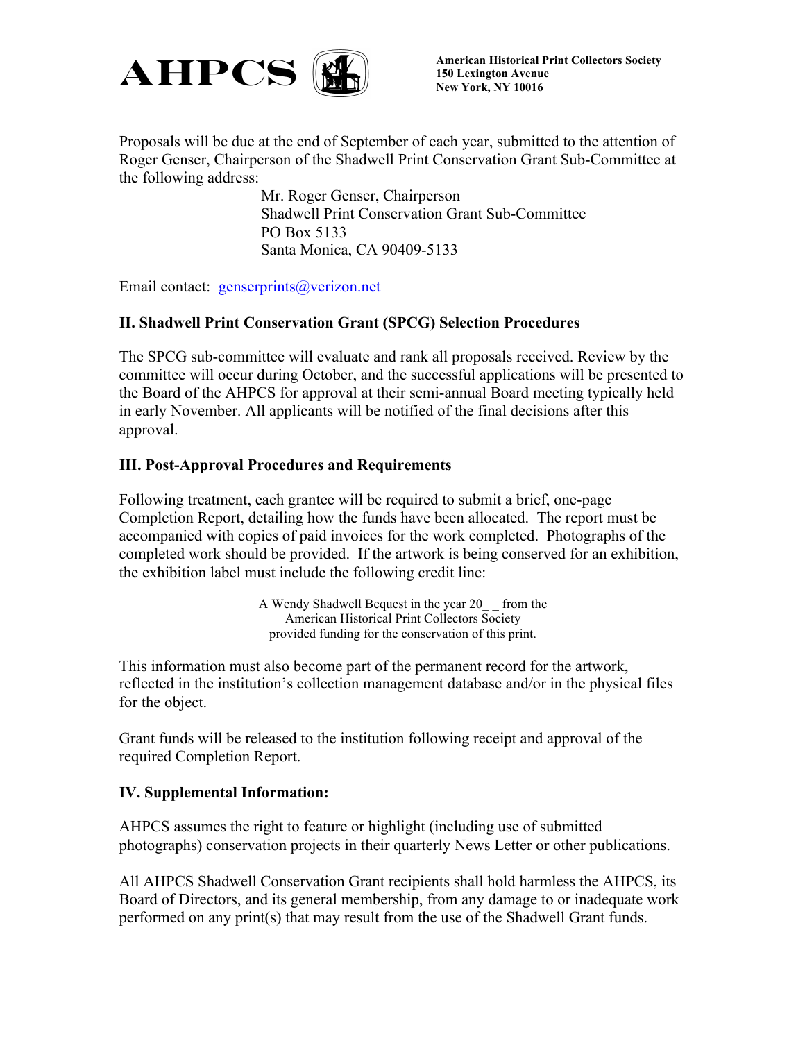**AHPCS**

**American Historical Print Collectors Society**
**150 Lexington Avenue**
**New York, NY 10016**

Proposals will be due at the end of September of each year, submitted to the attention of Roger Genser, Chairperson of the Shadwell Print Conservation Grant Sub-Committee at the following address:

Mr. Roger Genser, Chairperson
Shadwell Print Conservation Grant Sub-Committee
PO Box 5133
Santa Monica, CA 90409-5133

Email contact: genserprints@verizon.net

### II. Shadwell Print Conservation Grant (SPCG) Selection Procedures

The SPCG sub-committee will evaluate and rank all proposals received. Review by the committee will occur during October, and the successful applications will be presented to the Board of the AHPCS for approval at their semi-annual Board meeting typically held in early November. All applicants will be notified of the final decisions after this approval.

### III. Post-Approval Procedures and Requirements

Following treatment, each grantee will be required to submit a brief, one-page Completion Report, detailing how the funds have been allocated. The report must be accompanied with copies of paid invoices for the work completed. Photographs of the completed work should be provided. If the artwork is being conserved for an exhibition, the exhibition label must include the following credit line:

A Wendy Shadwell Bequest in the year 20_ _ from the
American Historical Print Collectors Society
provided funding for the conservation of this print.

This information must also become part of the permanent record for the artwork, reflected in the institution's collection management database and/or in the physical files for the object.

Grant funds will be released to the institution following receipt and approval of the required Completion Report.

### IV. Supplemental Information:

AHPCS assumes the right to feature or highlight (including use of submitted photographs) conservation projects in their quarterly News Letter or other publications.

All AHPCS Shadwell Conservation Grant recipients shall hold harmless the AHPCS, its Board of Directors, and its general membership, from any damage to or inadequate work performed on any print(s) that may result from the use of the Shadwell Grant funds.